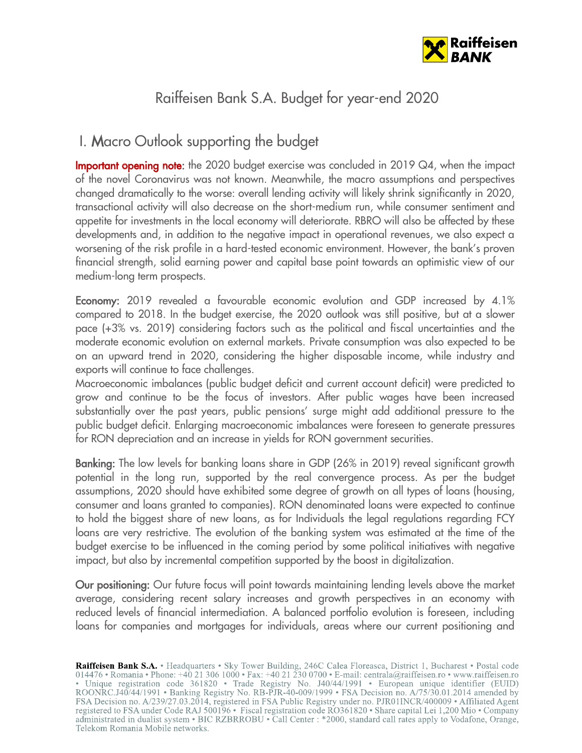# Raiffeisen Bank S.A. Budget for year-end 2020

## I. Macro Outlook supporting the budget

**Important opening note:** the 2020 budget exercise was concluded in 2019 Q4, when the impact of the novel Coronavirus was not known. Meanwhile, the macro assumptions and perspectives changed dramatically to the worse: overall lending activity will likely shrink significantly in 2020, transactional activity will also decrease on the short-medium run, while consumer sentiment and appetite for investments in the local economy will deteriorate. RBRO will also be affected by these developments and, in addition to the negative impact in operational revenues, we also expect a worsening of the risk profile in a hard-tested economic environment. However, the bank's proven financial strength, solid earning power and capital base point towards an optimistic view of our medium-long term prospects.

**Economy:** 2019 revealed a favourable economic evolution and GDP increased by 4.1% compared to 2018. In the budget exercise, the 2020 outlook was still positive, but at a slower pace (+3% vs. 2019) considering factors such as the political and fiscal uncertainties and the moderate economic evolution on external markets. Private consumption was also expected to be on an upward trend in 2020, considering the higher disposable income, while industry and exports will continue to face challenges.
Macroeconomic imbalances (public budget deficit and current account deficit) were predicted to grow and continue to be the focus of investors. After public wages have been increased substantially over the past years, public pensions' surge might add additional pressure to the public budget deficit. Enlarging macroeconomic imbalances were foreseen to generate pressures for RON depreciation and an increase in yields for RON government securities.

**Banking:** The low levels for banking loans share in GDP (26% in 2019) reveal significant growth potential in the long run, supported by the real convergence process. As per the budget assumptions, 2020 should have exhibited some degree of growth on all types of loans (housing, consumer and loans granted to companies). RON denominated loans were expected to continue to hold the biggest share of new loans, as for Individuals the legal regulations regarding FCY loans are very restrictive. The evolution of the banking system was estimated at the time of the budget exercise to be influenced in the coming period by some political initiatives with negative impact, but also by incremental competition supported by the boost in digitalization.

**Our positioning:** Our future focus will point towards maintaining lending levels above the market average, considering recent salary increases and growth perspectives in an economy with reduced levels of financial intermediation. A balanced portfolio evolution is foreseen, including loans for companies and mortgages for individuals, areas where our current positioning and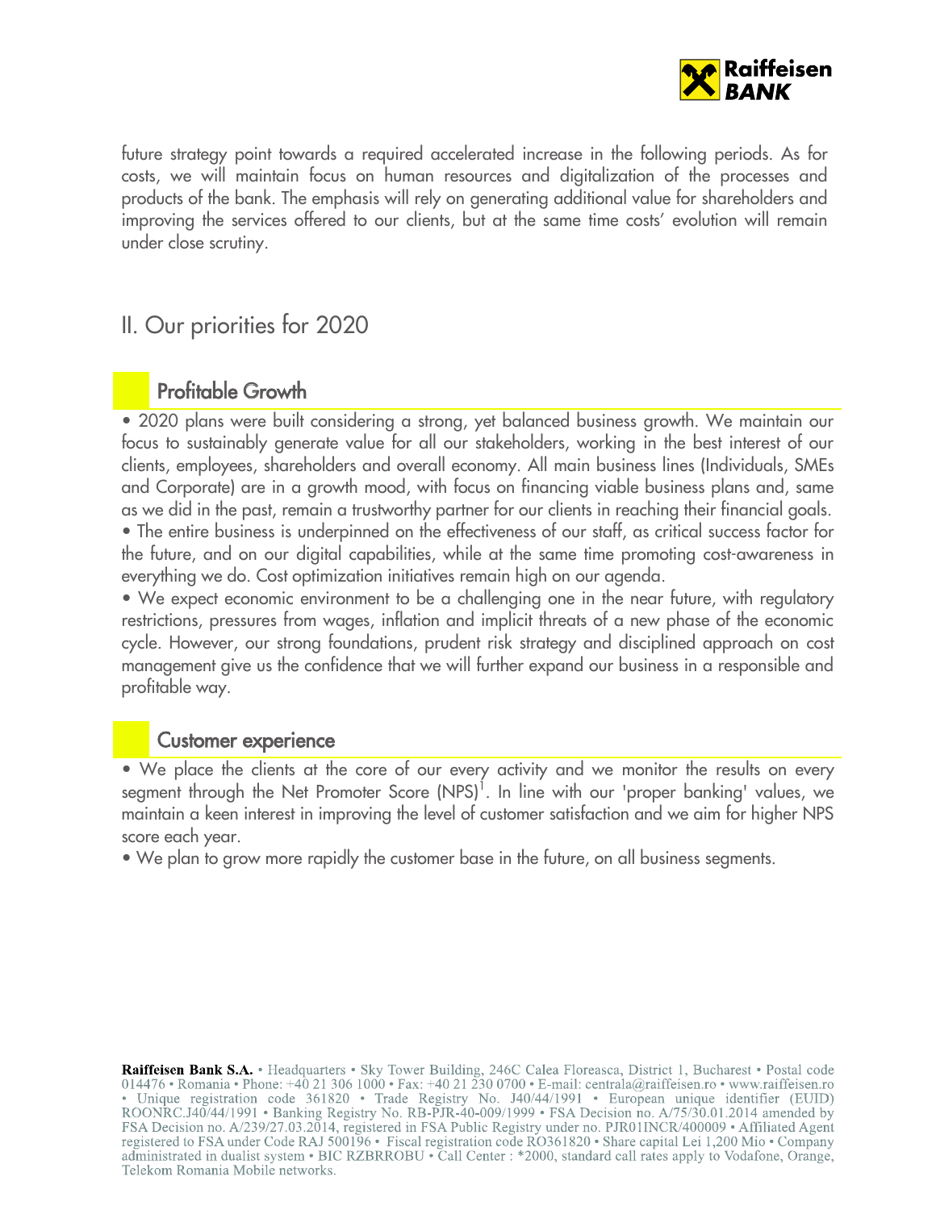future strategy point towards a required accelerated increase in the following periods. As for costs, we will maintain focus on human resources and digitalization of the processes and products of the bank. The emphasis will rely on generating additional value for shareholders and improving the services offered to our clients, but at the same time costs' evolution will remain under close scrutiny.

## II. Our priorities for 2020

### Profitable Growth

• 2020 plans were built considering a strong, yet balanced business growth. We maintain our focus to sustainably generate value for all our stakeholders, working in the best interest of our clients, employees, shareholders and overall economy. All main business lines (Individuals, SMEs and Corporate) are in a growth mood, with focus on financing viable business plans and, same as we did in the past, remain a trustworthy partner for our clients in reaching their financial goals.

• The entire business is underpinned on the effectiveness of our staff, as critical success factor for the future, and on our digital capabilities, while at the same time promoting cost-awareness in everything we do. Cost optimization initiatives remain high on our agenda.

• We expect economic environment to be a challenging one in the near future, with regulatory restrictions, pressures from wages, inflation and implicit threats of a new phase of the economic cycle. However, our strong foundations, prudent risk strategy and disciplined approach on cost management give us the confidence that we will further expand our business in a responsible and profitable way.

### Customer experience

• We place the clients at the core of our every activity and we monitor the results on every segment through the Net Promoter Score (NPS)[1]. In line with our 'proper banking' values, we maintain a keen interest in improving the level of customer satisfaction and we aim for higher NPS score each year.

• We plan to grow more rapidly the customer base in the future, on all business segments.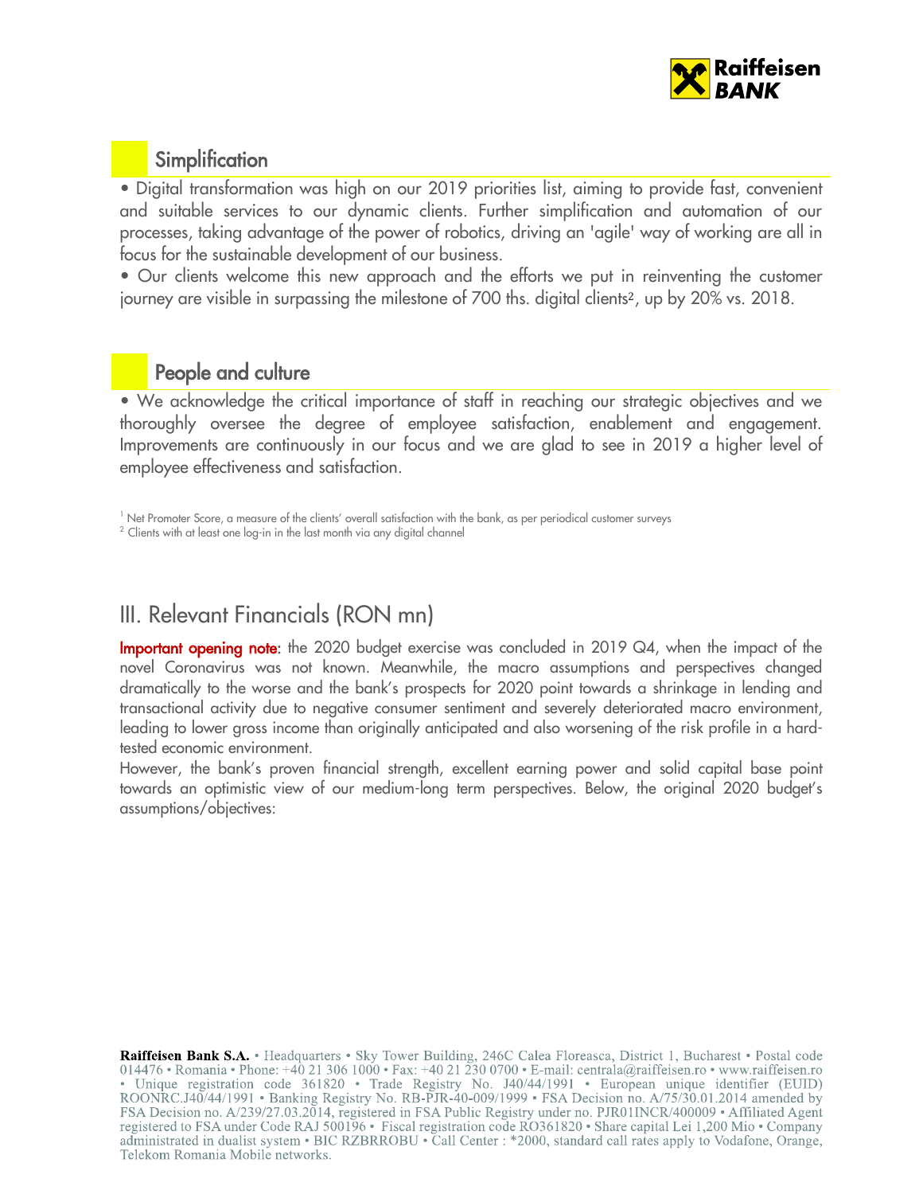## Simplification

• Digital transformation was high on our 2019 priorities list, aiming to provide fast, convenient and suitable services to our dynamic clients. Further simplification and automation of our processes, taking advantage of the power of robotics, driving an 'agile' way of working are all in focus for the sustainable development of our business.

• Our clients welcome this new approach and the efforts we put in reinventing the customer journey are visible in surpassing the milestone of 700 ths. digital clients[2], up by 20% vs. 2018.

## People and culture

• We acknowledge the critical importance of staff in reaching our strategic objectives and we thoroughly oversee the degree of employee satisfaction, enablement and engagement. Improvements are continuously in our focus and we are glad to see in 2019 a higher level of employee effectiveness and satisfaction.

[1] Net Promoter Score, a measure of the clients' overall satisfaction with the bank, as per periodical customer surveys

[2] Clients with at least one log-in in the last month via any digital channel

# III. Relevant Financials (RON mn)

**Important opening note:** the 2020 budget exercise was concluded in 2019 Q4, when the impact of the novel Coronavirus was not known. Meanwhile, the macro assumptions and perspectives changed dramatically to the worse and the bank's prospects for 2020 point towards a shrinkage in lending and transactional activity due to negative consumer sentiment and severely deteriorated macro environment, leading to lower gross income than originally anticipated and also worsening of the risk profile in a hard-tested economic environment.

However, the bank's proven financial strength, excellent earning power and solid capital base point towards an optimistic view of our medium-long term perspectives. Below, the original 2020 budget's assumptions/objectives: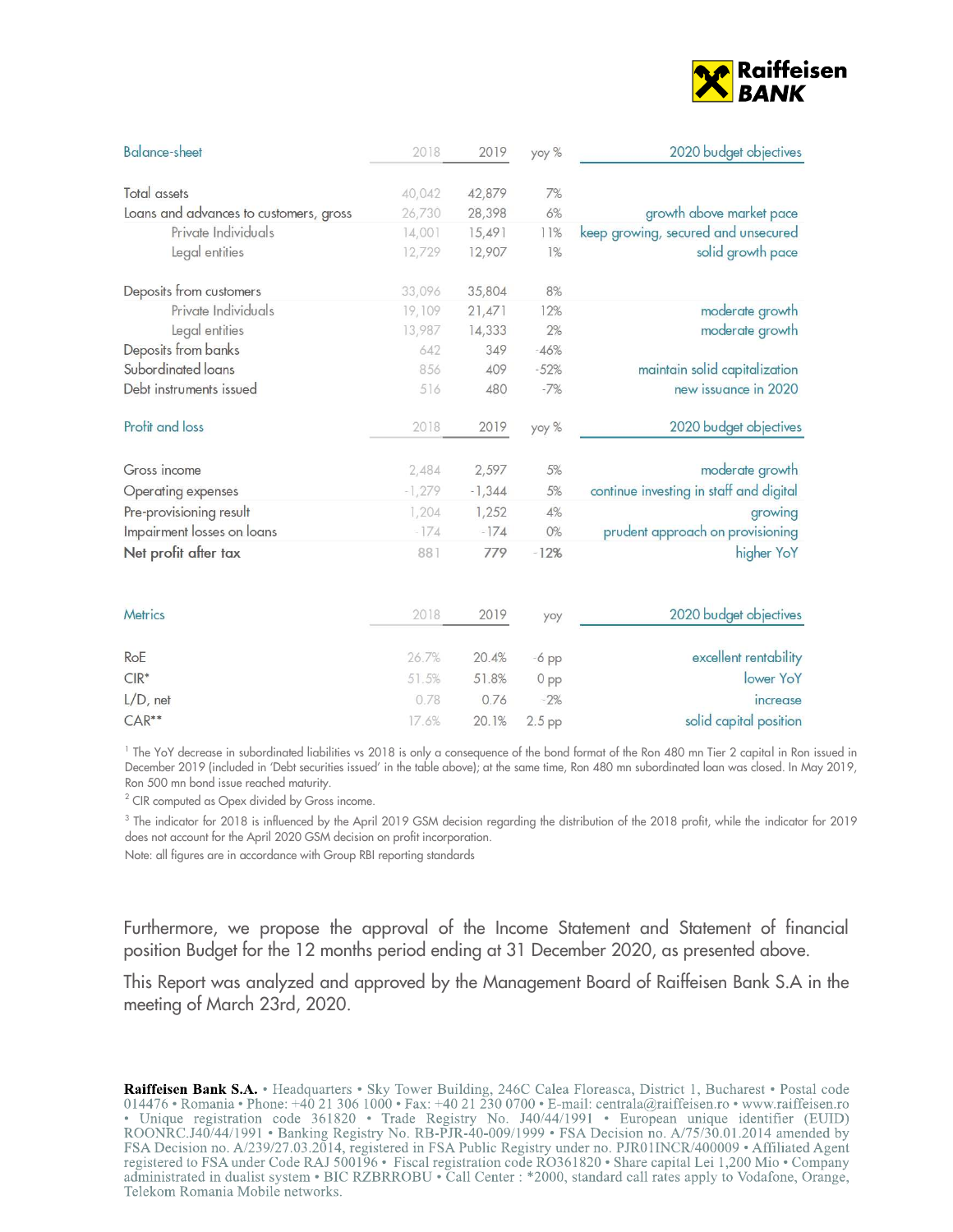| Balance-sheet | 2018 | 2019 | yoy % | 2020 budget objectives |
|---|---|---|---|---|
| Total assets | 40,042 | 42,879 | 7% | |
| Loans and advances to customers, gross | 26,730 | 28,398 | 6% | growth above market pace |
| Private Individuals | 14,001 | 15,491 | 11% | keep growing, secured and unsecured |
| Legal entities | 12,729 | 12,907 | 1% | solid growth pace |
| Deposits from customers | 33,096 | 35,804 | 8% | |
| Private Individuals | 19,109 | 21,471 | 12% | moderate growth |
| Legal entities | 13,987 | 14,333 | 2% | moderate growth |
| Deposits from banks | 642 | 349 | -46% | |
| Subordinated loans | 856 | 409 | -52% | maintain solid capitalization |
| Debt instruments issued | 516 | 480 | -7% | new issuance in 2020 |

| Profit and loss | 2018 | 2019 | yoy % | 2020 budget objectives |
|---|---|---|---|---|
| Gross income | 2,484 | 2,597 | 5% | moderate growth |
| Operating expenses | -1,279 | -1,344 | 5% | continue investing in staff and digital |
| Pre-provisioning result | 1,204 | 1,252 | 4% | growing |
| Impairment losses on loans | -174 | -174 | 0% | prudent approach on provisioning |
| **Net profit after tax** | 881 | 779 | -12% | higher YoY |

| Metrics | 2018 | 2019 | yoy | 2020 budget objectives |
|---|---|---|---|---|
| RoE | 26.7% | 20.4% | -6 pp | excellent rentability |
| CIR* | 51.5% | 51.8% | 0 pp | lower YoY |
| L/D, net | 0.78 | 0.76 | -2% | increase |
| CAR** | 17.6% | 20.1% | 2.5 pp | solid capital position |

[1] The YoY decrease in subordinated liabilities vs 2018 is only a consequence of the bond format of the Ron 480 mn Tier 2 capital in Ron issued in December 2019 (included in 'Debt securities issued' in the table above); at the same time, Ron 480 mn subordinated loan was closed. In May 2019, Ron 500 mn bond issue reached maturity.

[2] CIR computed as Opex divided by Gross income.

[3] The indicator for 2018 is influenced by the April 2019 GSM decision regarding the distribution of the 2018 profit, while the indicator for 2019 does not account for the April 2020 GSM decision on profit incorporation.

Note: all figures are in accordance with Group RBI reporting standards

Furthermore, we propose the approval of the Income Statement and Statement of financial position Budget for the 12 months period ending at 31 December 2020, as presented above.

This Report was analyzed and approved by the Management Board of Raiffeisen Bank S.A in the meeting of March 23rd, 2020.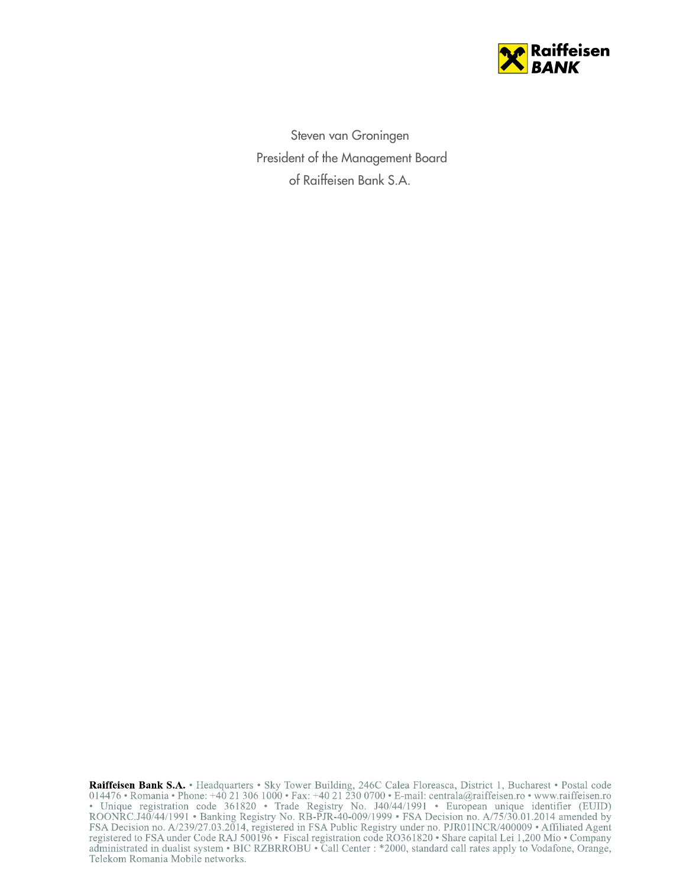Steven van Groningen

President of the Management Board

of Raiffeisen Bank S.A.

**Raiffeisen Bank S.A.** • Headquarters • Sky Tower Building, 246C Calea Floreasca, District 1, Bucharest • Postal code 014476 • Romania • Phone: +40 21 306 1000 • Fax: +40 21 230 0700 • E-mail: centrala@raiffeisen.ro • www.raiffeisen.ro • Unique registration code 361820 • Trade Registry No. J40/44/1991 • European unique identifier (EUID) ROONRC.J40/44/1991 • Banking Registry No. RB-PJR-40-009/1999 • FSA Decision no. A/75/30.01.2014 amended by FSA Decision no. A/239/27.03.2014, registered in FSA Public Registry under no. PJR01INCR/400009 • Affiliated Agent registered to FSA under Code RAJ 500196 • Fiscal registration code RO361820 • Share capital Lei 1,200 Mio • Company administrated in dualist system • BIC RZBRROBU • Call Center : *2000, standard call rates apply to Vodafone, Orange, Telekom Romania Mobile networks.